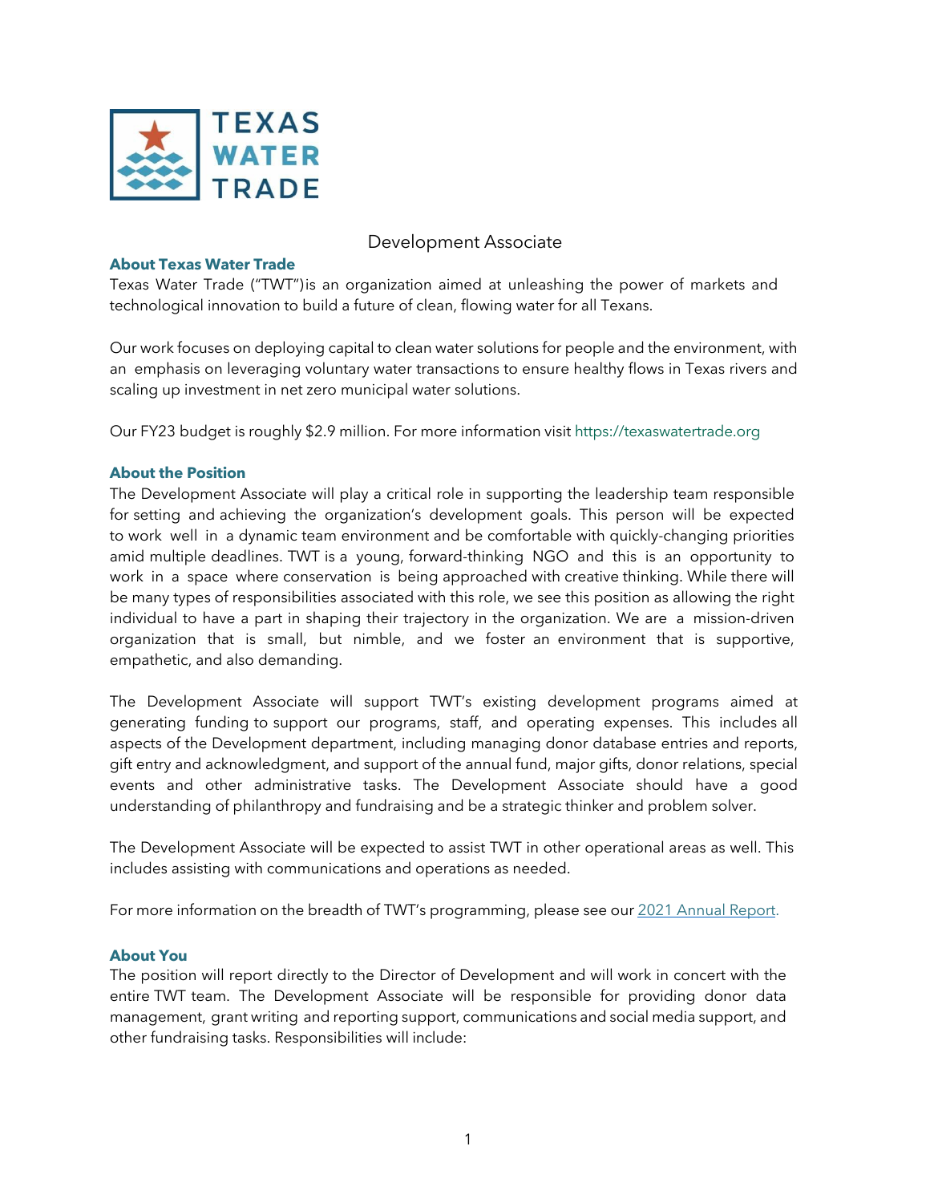# Development Associate

## About Texas Water Trade

Texas Water Trade ("TWT")is an organization aimed at unleashing the power of markets and technological innovation to build a future of clean, flowing water for all Texans.

Our work focuses on deploying capital to clean water solutions for people and the environment, with an emphasis on leveraging voluntary water transactions to ensure healthy flows in Texas rivers and scaling up investment in net zero municipal water solutions.

Our FY23 budget is roughly $2.9 million. For more information visit https://texaswatertrade.org

## About the Position

The Development Associate will play a critical role in supporting the leadership team responsible for setting and achieving the organization's development goals. This person will be expected to work well in a dynamic team environment and be comfortable with quickly-changing priorities amid multiple deadlines. TWT is a young, forward-thinking NGO and this is an opportunity to work in a space where conservation is being approached with creative thinking. While there will be many types of responsibilities associated with this role, we see this position as allowing the right individual to have a part in shaping their trajectory in the organization. We are a mission-driven organization that is small, but nimble, and we foster an environment that is supportive, empathetic, and also demanding.

The Development Associate will support TWT's existing development programs aimed at generating funding to support our programs, staff, and operating expenses. This includes all aspects of the Development department, including managing donor database entries and reports, gift entry and acknowledgment, and support of the annual fund, major gifts, donor relations, special events and other administrative tasks. The Development Associate should have a good understanding of philanthropy and fundraising and be a strategic thinker and problem solver.

The Development Associate will be expected to assist TWT in other operational areas as well. This includes assisting with communications and operations as needed.

For more information on the breadth of TWT's programming, please see our 2021 Annual Report.

## About You

The position will report directly to the Director of Development and will work in concert with the entire TWT team. The Development Associate will be responsible for providing donor data management, grant writing and reporting support, communications and social media support, and other fundraising tasks. Responsibilities will include: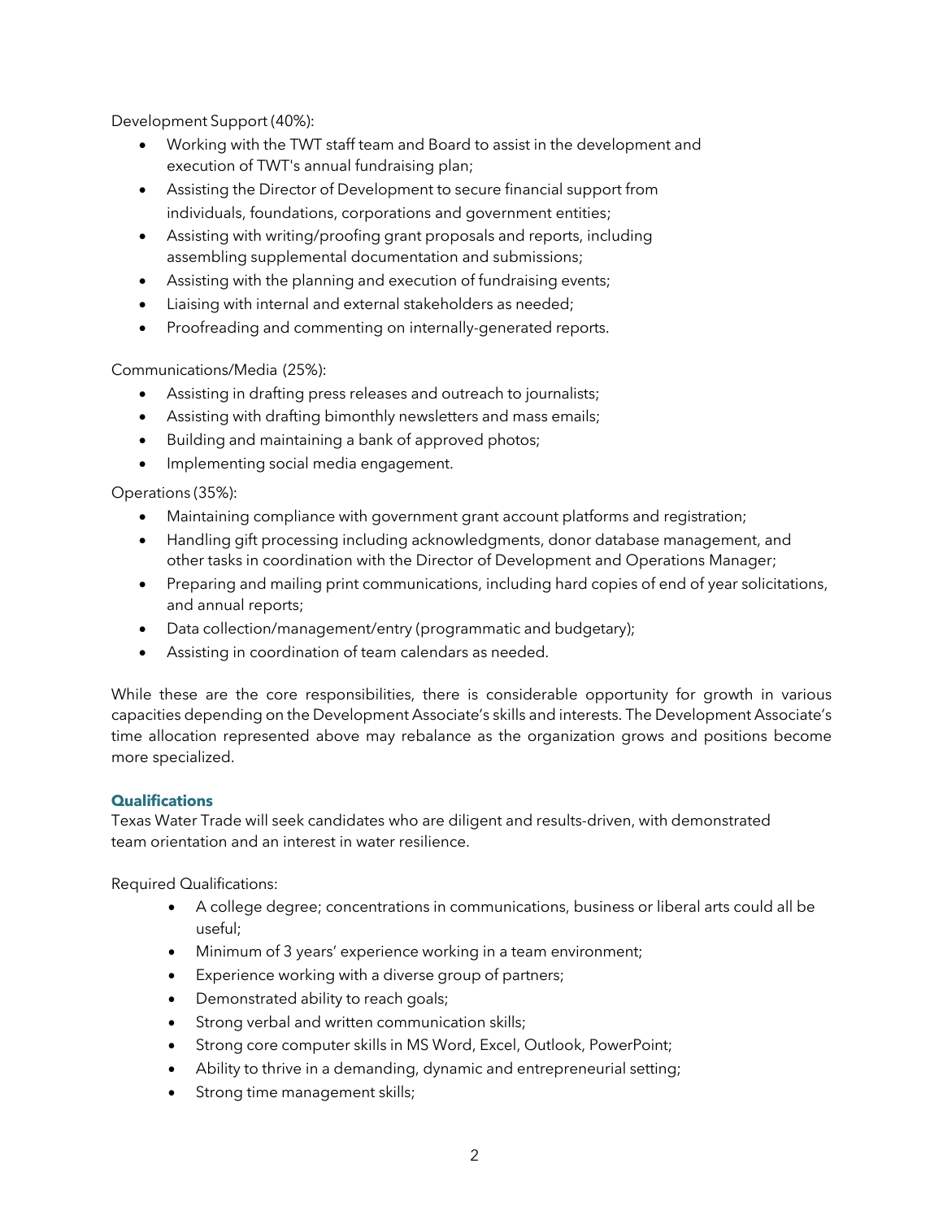Development Support (40%):

- Working with the TWT staff team and Board to assist in the development and execution of TWT's annual fundraising plan;
- Assisting the Director of Development to secure financial support from individuals, foundations, corporations and government entities;
- Assisting with writing/proofing grant proposals and reports, including assembling supplemental documentation and submissions;
- Assisting with the planning and execution of fundraising events;
- Liaising with internal and external stakeholders as needed;
- Proofreading and commenting on internally-generated reports.

Communications/Media (25%):

- Assisting in drafting press releases and outreach to journalists;
- Assisting with drafting bimonthly newsletters and mass emails;
- Building and maintaining a bank of approved photos;
- Implementing social media engagement.

Operations (35%):

- Maintaining compliance with government grant account platforms and registration;
- Handling gift processing including acknowledgments, donor database management, and other tasks in coordination with the Director of Development and Operations Manager;
- Preparing and mailing print communications, including hard copies of end of year solicitations, and annual reports;
- Data collection/management/entry (programmatic and budgetary);
- Assisting in coordination of team calendars as needed.

While these are the core responsibilities, there is considerable opportunity for growth in various capacities depending on the Development Associate's skills and interests. The Development Associate's time allocation represented above may rebalance as the organization grows and positions become more specialized.

## Qualifications

Texas Water Trade will seek candidates who are diligent and results-driven, with demonstrated team orientation and an interest in water resilience.

Required Qualifications:

- A college degree; concentrations in communications, business or liberal arts could all be useful;
- Minimum of 3 years' experience working in a team environment;
- Experience working with a diverse group of partners;
- Demonstrated ability to reach goals;
- Strong verbal and written communication skills;
- Strong core computer skills in MS Word, Excel, Outlook, PowerPoint;
- Ability to thrive in a demanding, dynamic and entrepreneurial setting;
- Strong time management skills;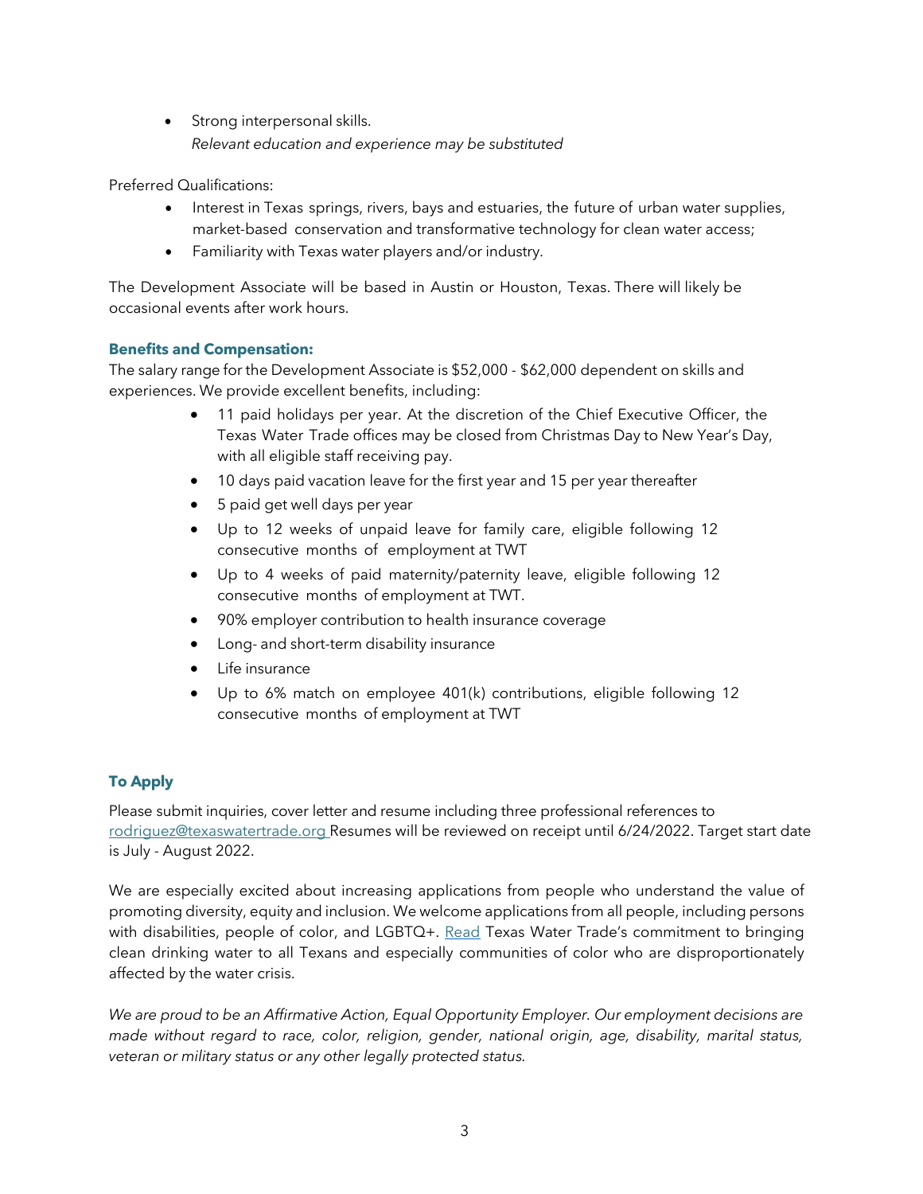- Strong interpersonal skills.
  *Relevant education and experience may be substituted*

Preferred Qualifications:

- Interest in Texas springs, rivers, bays and estuaries, the future of urban water supplies, market-based conservation and transformative technology for clean water access;
- Familiarity with Texas water players and/or industry.

The Development Associate will be based in Austin or Houston, Texas. There will likely be occasional events after work hours.

### Benefits and Compensation:

The salary range for the Development Associate is $52,000 - $62,000 dependent on skills and experiences. We provide excellent benefits, including:

- 11 paid holidays per year. At the discretion of the Chief Executive Officer, the Texas Water Trade offices may be closed from Christmas Day to New Year's Day, with all eligible staff receiving pay.
- 10 days paid vacation leave for the first year and 15 per year thereafter
- 5 paid get well days per year
- Up to 12 weeks of unpaid leave for family care, eligible following 12 consecutive months of employment at TWT
- Up to 4 weeks of paid maternity/paternity leave, eligible following 12 consecutive months of employment at TWT.
- 90% employer contribution to health insurance coverage
- Long- and short-term disability insurance
- Life insurance
- Up to 6% match on employee 401(k) contributions, eligible following 12 consecutive months of employment at TWT

### To Apply

Please submit inquiries, cover letter and resume including three professional references to rodriguez@texaswatertrade.org Resumes will be reviewed on receipt until 6/24/2022. Target start date is July - August 2022.

We are especially excited about increasing applications from people who understand the value of promoting diversity, equity and inclusion. We welcome applications from all people, including persons with disabilities, people of color, and LGBTQ+. Read Texas Water Trade's commitment to bringing clean drinking water to all Texans and especially communities of color who are disproportionately affected by the water crisis.

*We are proud to be an Affirmative Action, Equal Opportunity Employer. Our employment decisions are made without regard to race, color, religion, gender, national origin, age, disability, marital status, veteran or military status or any other legally protected status.*